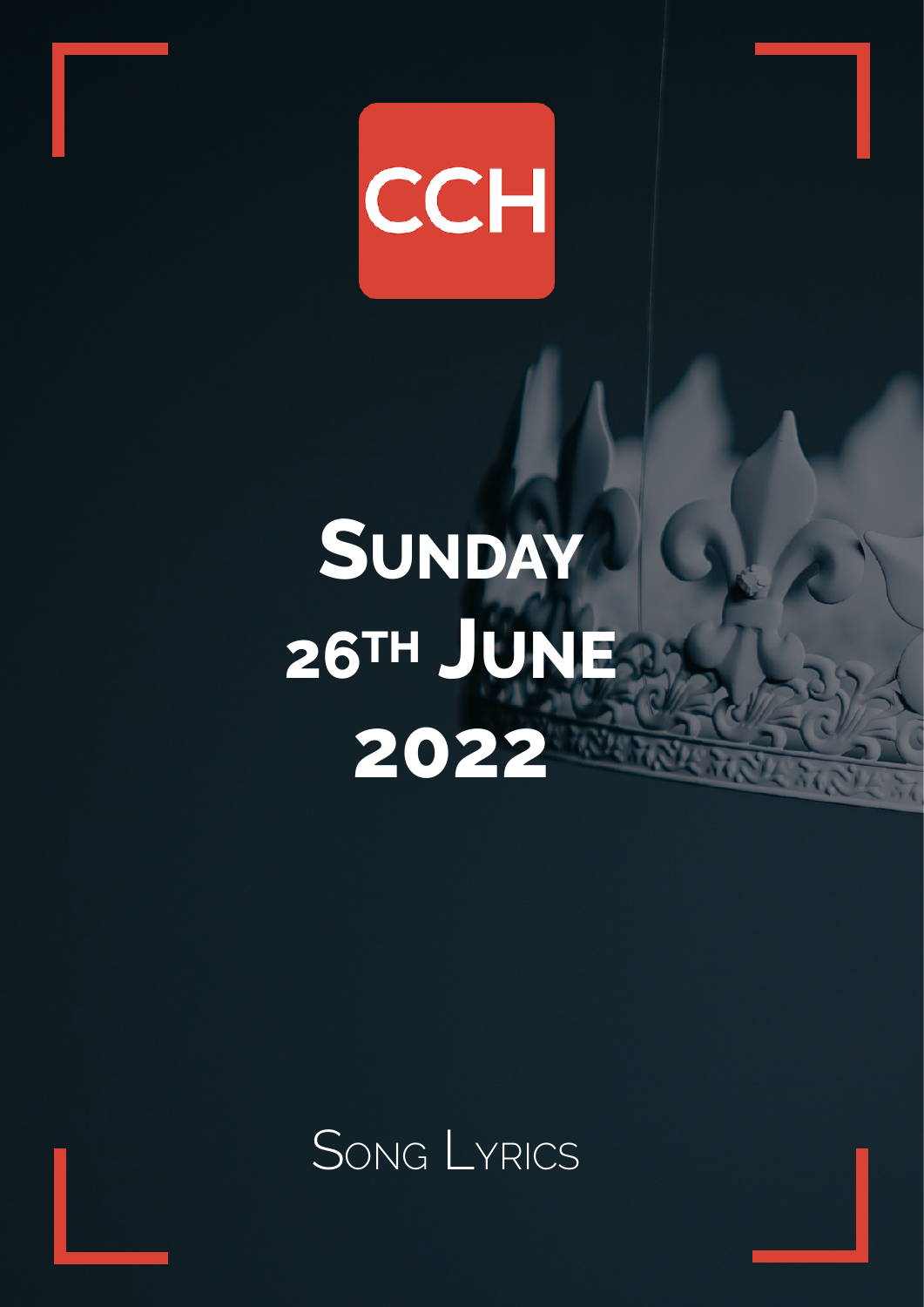CCH

# Sunday 26th June 2022

Song Lyrics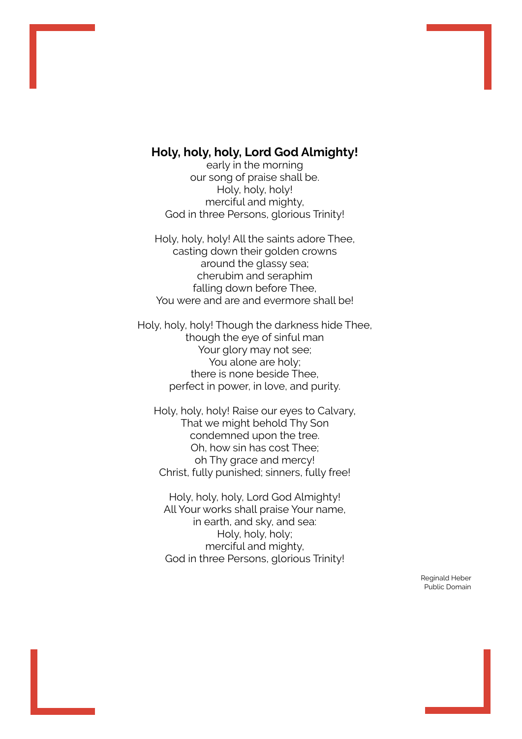**Holy, holy, holy, Lord God Almighty!**
early in the morning
our song of praise shall be.
Holy, holy, holy!
merciful and mighty,
God in three Persons, glorious Trinity!

Holy, holy, holy! All the saints adore Thee,
casting down their golden crowns
around the glassy sea;
cherubim and seraphim
falling down before Thee,
You were and are and evermore shall be!

Holy, holy, holy! Though the darkness hide Thee,
though the eye of sinful man
Your glory may not see;
You alone are holy;
there is none beside Thee,
perfect in power, in love, and purity.

Holy, holy, holy! Raise our eyes to Calvary,
That we might behold Thy Son
condemned upon the tree.
Oh, how sin has cost Thee;
oh Thy grace and mercy!
Christ, fully punished; sinners, fully free!

Holy, holy, holy, Lord God Almighty!
All Your works shall praise Your name,
in earth, and sky, and sea:
Holy, holy, holy;
merciful and mighty,
God in three Persons, glorious Trinity!

Reginald Heber
Public Domain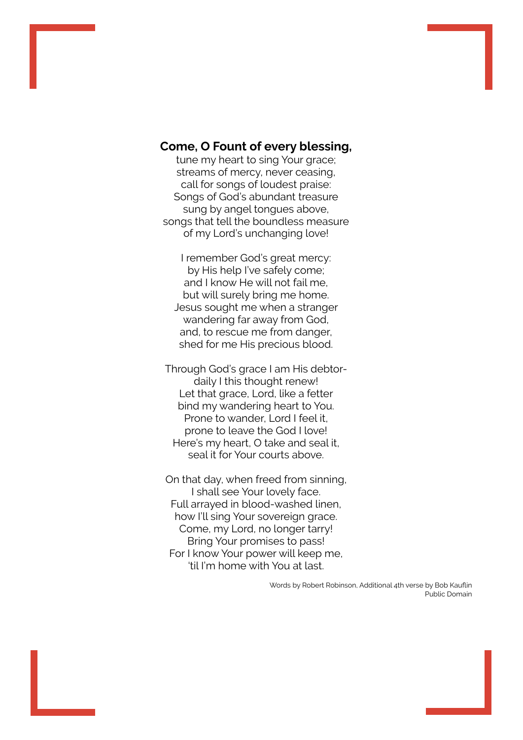**Come, O Fount of every blessing,**
tune my heart to sing Your grace;
streams of mercy, never ceasing,
call for songs of loudest praise:
Songs of God's abundant treasure
sung by angel tongues above,
songs that tell the boundless measure
of my Lord's unchanging love!

I remember God's great mercy:
by His help I've safely come;
and I know He will not fail me,
but will surely bring me home.
Jesus sought me when a stranger
wandering far away from God,
and, to rescue me from danger,
shed for me His precious blood.

Through God's grace I am His debtor-
daily I this thought renew!
Let that grace, Lord, like a fetter
bind my wandering heart to You.
Prone to wander, Lord I feel it,
prone to leave the God I love!
Here's my heart, O take and seal it,
seal it for Your courts above.

On that day, when freed from sinning,
I shall see Your lovely face.
Full arrayed in blood-washed linen,
how I'll sing Your sovereign grace.
Come, my Lord, no longer tarry!
Bring Your promises to pass!
For I know Your power will keep me,
'til I'm home with You at last.

Words by Robert Robinson, Additional 4th verse by Bob Kauflin
Public Domain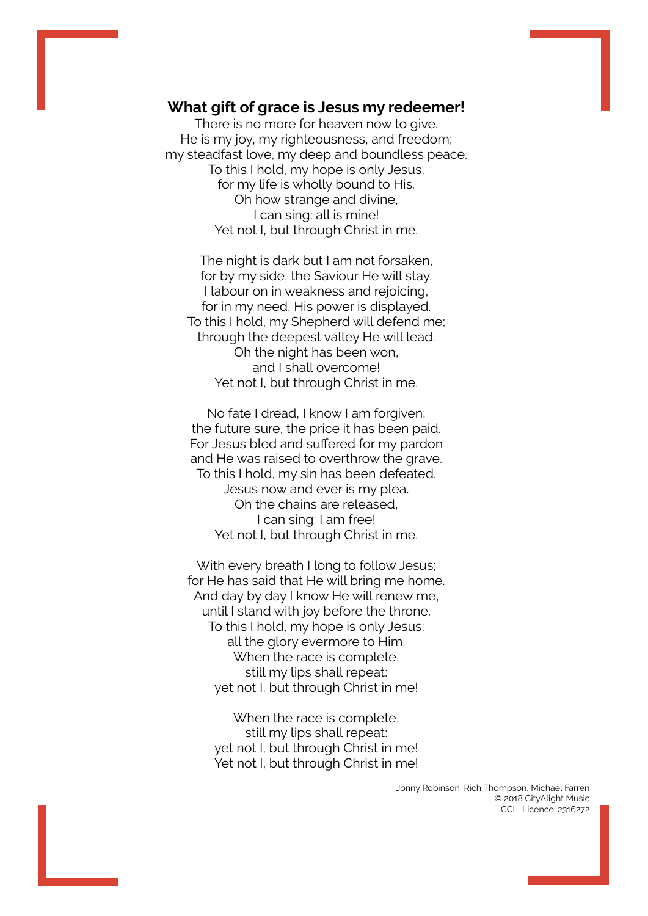**What gift of grace is Jesus my redeemer!**
There is no more for heaven now to give.
He is my joy, my righteousness, and freedom;
my steadfast love, my deep and boundless peace.
To this I hold, my hope is only Jesus,
for my life is wholly bound to His.
Oh how strange and divine,
I can sing: all is mine!
Yet not I, but through Christ in me.

The night is dark but I am not forsaken,
for by my side, the Saviour He will stay.
I labour on in weakness and rejoicing,
for in my need, His power is displayed.
To this I hold, my Shepherd will defend me;
through the deepest valley He will lead.
Oh the night has been won,
and I shall overcome!
Yet not I, but through Christ in me.

No fate I dread, I know I am forgiven;
the future sure, the price it has been paid.
For Jesus bled and suffered for my pardon
and He was raised to overthrow the grave.
To this I hold, my sin has been defeated.
Jesus now and ever is my plea.
Oh the chains are released,
I can sing: I am free!
Yet not I, but through Christ in me.

With every breath I long to follow Jesus;
for He has said that He will bring me home.
And day by day I know He will renew me,
until I stand with joy before the throne.
To this I hold, my hope is only Jesus;
all the glory evermore to Him.
When the race is complete,
still my lips shall repeat:
yet not I, but through Christ in me!

When the race is complete,
still my lips shall repeat:
yet not I, but through Christ in me!
Yet not I, but through Christ in me!

Jonny Robinson, Rich Thompson, Michael Farren
© 2018 CityAlight Music
CCLI Licence: 2316272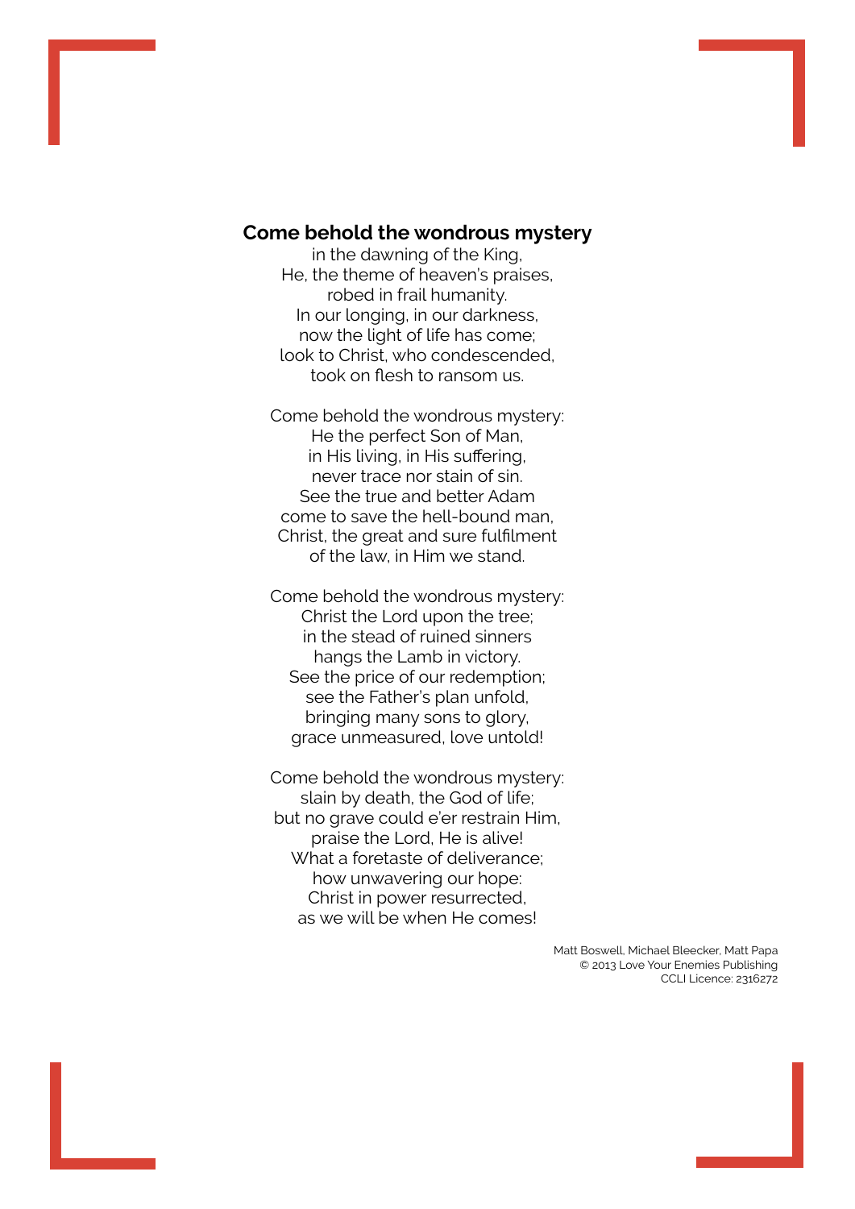**Come behold the wondrous mystery**
in the dawning of the King,
He, the theme of heaven's praises,
robed in frail humanity.
In our longing, in our darkness,
now the light of life has come;
look to Christ, who condescended,
took on flesh to ransom us.

Come behold the wondrous mystery:
He the perfect Son of Man,
in His living, in His suffering,
never trace nor stain of sin.
See the true and better Adam
come to save the hell-bound man,
Christ, the great and sure fulfilment
of the law, in Him we stand.

Come behold the wondrous mystery:
Christ the Lord upon the tree;
in the stead of ruined sinners
hangs the Lamb in victory.
See the price of our redemption;
see the Father's plan unfold,
bringing many sons to glory,
grace unmeasured, love untold!

Come behold the wondrous mystery:
slain by death, the God of life;
but no grave could e'er restrain Him,
praise the Lord, He is alive!
What a foretaste of deliverance;
how unwavering our hope:
Christ in power resurrected,
as we will be when He comes!

Matt Boswell, Michael Bleecker, Matt Papa
© 2013 Love Your Enemies Publishing
CCLI Licence: 2316272